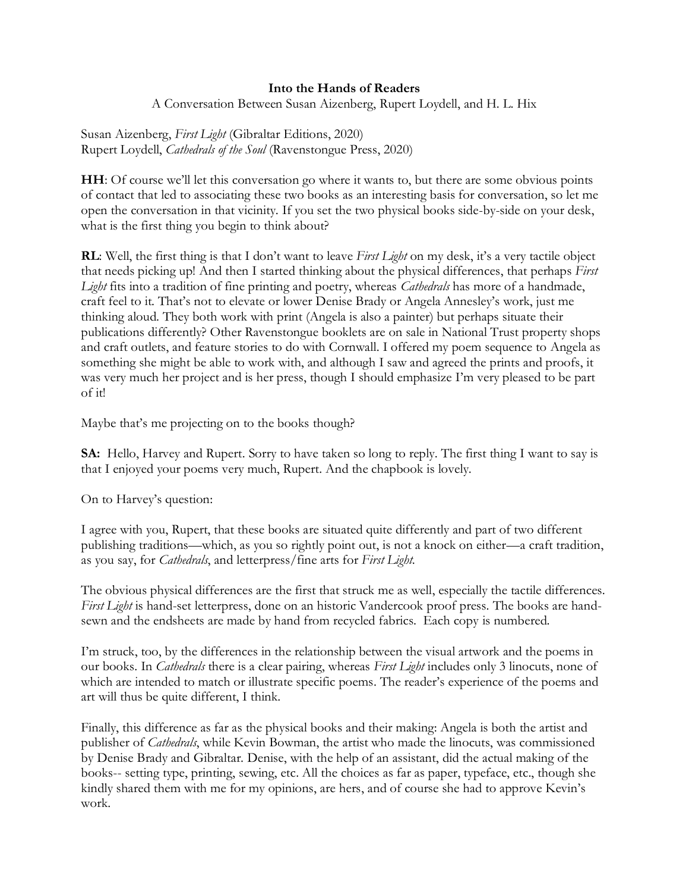**Into the Hands of Readers**

A Conversation Between Susan Aizenberg, Rupert Loydell, and H. L. Hix

Susan Aizenberg, *First Light* (Gibraltar Editions, 2020)
Rupert Loydell, *Cathedrals of the Soul* (Ravenstongue Press, 2020)

**HH**: Of course we'll let this conversation go where it wants to, but there are some obvious points of contact that led to associating these two books as an interesting basis for conversation, so let me open the conversation in that vicinity. If you set the two physical books side-by-side on your desk, what is the first thing you begin to think about?

**RL**: Well, the first thing is that I don't want to leave *First Light* on my desk, it's a very tactile object that needs picking up! And then I started thinking about the physical differences, that perhaps *First Light* fits into a tradition of fine printing and poetry, whereas *Cathedrals* has more of a handmade, craft feel to it. That's not to elevate or lower Denise Brady or Angela Annesley's work, just me thinking aloud. They both work with print (Angela is also a painter) but perhaps situate their publications differently? Other Ravenstongue booklets are on sale in National Trust property shops and craft outlets, and feature stories to do with Cornwall. I offered my poem sequence to Angela as something she might be able to work with, and although I saw and agreed the prints and proofs, it was very much her project and is her press, though I should emphasize I'm very pleased to be part of it!

Maybe that's me projecting on to the books though?

**SA:** Hello, Harvey and Rupert. Sorry to have taken so long to reply. The first thing I want to say is that I enjoyed your poems very much, Rupert. And the chapbook is lovely.

On to Harvey's question:

I agree with you, Rupert, that these books are situated quite differently and part of two different publishing traditions—which, as you so rightly point out, is not a knock on either—a craft tradition, as you say, for *Cathedrals*, and letterpress/fine arts for *First Light*.

The obvious physical differences are the first that struck me as well, especially the tactile differences. *First Light* is hand-set letterpress, done on an historic Vandercook proof press. The books are hand-sewn and the endsheets are made by hand from recycled fabrics. Each copy is numbered.

I'm struck, too, by the differences in the relationship between the visual artwork and the poems in our books. In *Cathedrals* there is a clear pairing, whereas *First Light* includes only 3 linocuts, none of which are intended to match or illustrate specific poems. The reader's experience of the poems and art will thus be quite different, I think.

Finally, this difference as far as the physical books and their making: Angela is both the artist and publisher of *Cathedrals*, while Kevin Bowman, the artist who made the linocuts, was commissioned by Denise Brady and Gibraltar. Denise, with the help of an assistant, did the actual making of the books-- setting type, printing, sewing, etc. All the choices as far as paper, typeface, etc., though she kindly shared them with me for my opinions, are hers, and of course she had to approve Kevin's work.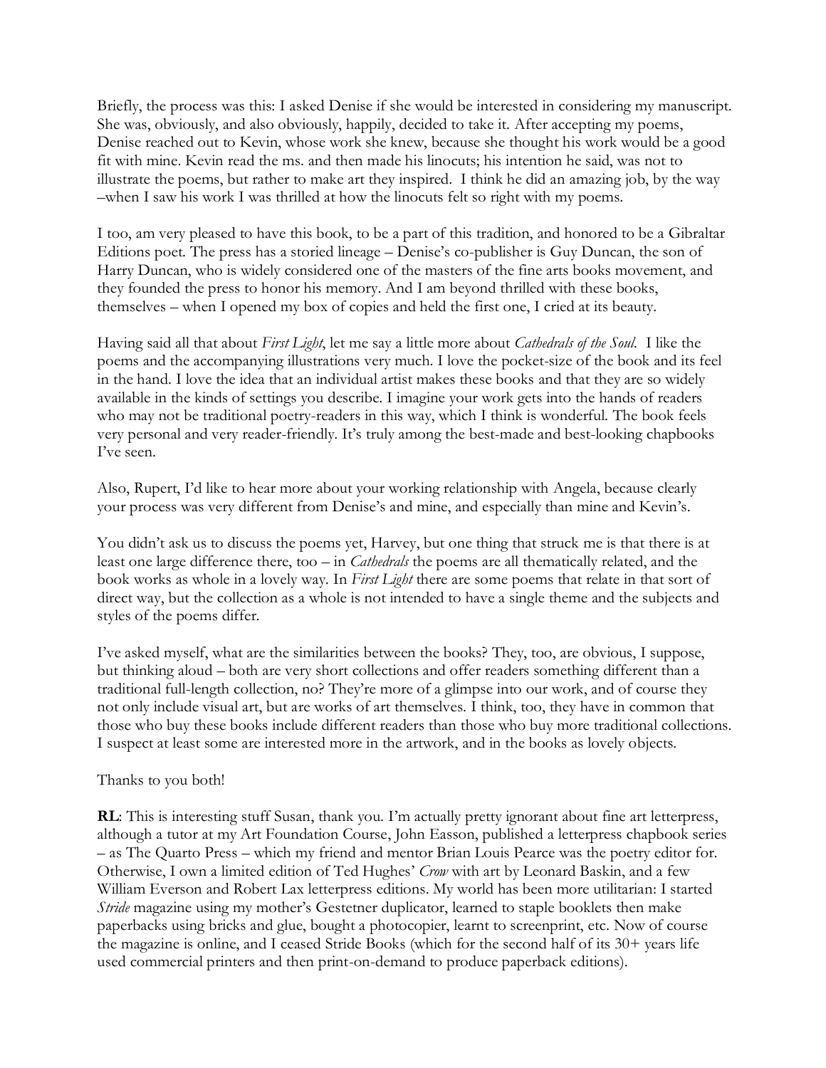Briefly, the process was this: I asked Denise if she would be interested in considering my manuscript. She was, obviously, and also obviously, happily, decided to take it. After accepting my poems, Denise reached out to Kevin, whose work she knew, because she thought his work would be a good fit with mine. Kevin read the ms. and then made his linocuts; his intention he said, was not to illustrate the poems, but rather to make art they inspired. I think he did an amazing job, by the way –when I saw his work I was thrilled at how the linocuts felt so right with my poems.

I too, am very pleased to have this book, to be a part of this tradition, and honored to be a Gibraltar Editions poet. The press has a storied lineage – Denise's co-publisher is Guy Duncan, the son of Harry Duncan, who is widely considered one of the masters of the fine arts books movement, and they founded the press to honor his memory. And I am beyond thrilled with these books, themselves – when I opened my box of copies and held the first one, I cried at its beauty.

Having said all that about *First Light*, let me say a little more about *Cathedrals of the Soul*. I like the poems and the accompanying illustrations very much. I love the pocket-size of the book and its feel in the hand. I love the idea that an individual artist makes these books and that they are so widely available in the kinds of settings you describe. I imagine your work gets into the hands of readers who may not be traditional poetry-readers in this way, which I think is wonderful. The book feels very personal and very reader-friendly. It's truly among the best-made and best-looking chapbooks I've seen.

Also, Rupert, I'd like to hear more about your working relationship with Angela, because clearly your process was very different from Denise's and mine, and especially than mine and Kevin's.

You didn't ask us to discuss the poems yet, Harvey, but one thing that struck me is that there is at least one large difference there, too – in *Cathedrals* the poems are all thematically related, and the book works as whole in a lovely way. In *First Light* there are some poems that relate in that sort of direct way, but the collection as a whole is not intended to have a single theme and the subjects and styles of the poems differ.

I've asked myself, what are the similarities between the books? They, too, are obvious, I suppose, but thinking aloud – both are very short collections and offer readers something different than a traditional full-length collection, no? They're more of a glimpse into our work, and of course they not only include visual art, but are works of art themselves. I think, too, they have in common that those who buy these books include different readers than those who buy more traditional collections. I suspect at least some are interested more in the artwork, and in the books as lovely objects.

Thanks to you both!

**RL**: This is interesting stuff Susan, thank you. I'm actually pretty ignorant about fine art letterpress, although a tutor at my Art Foundation Course, John Easson, published a letterpress chapbook series – as The Quarto Press – which my friend and mentor Brian Louis Pearce was the poetry editor for. Otherwise, I own a limited edition of Ted Hughes' *Crow* with art by Leonard Baskin, and a few William Everson and Robert Lax letterpress editions. My world has been more utilitarian: I started *Stride* magazine using my mother's Gestetner duplicator, learned to staple booklets then make paperbacks using bricks and glue, bought a photocopier, learnt to screenprint, etc. Now of course the magazine is online, and I ceased Stride Books (which for the second half of its 30+ years life used commercial printers and then print-on-demand to produce paperback editions).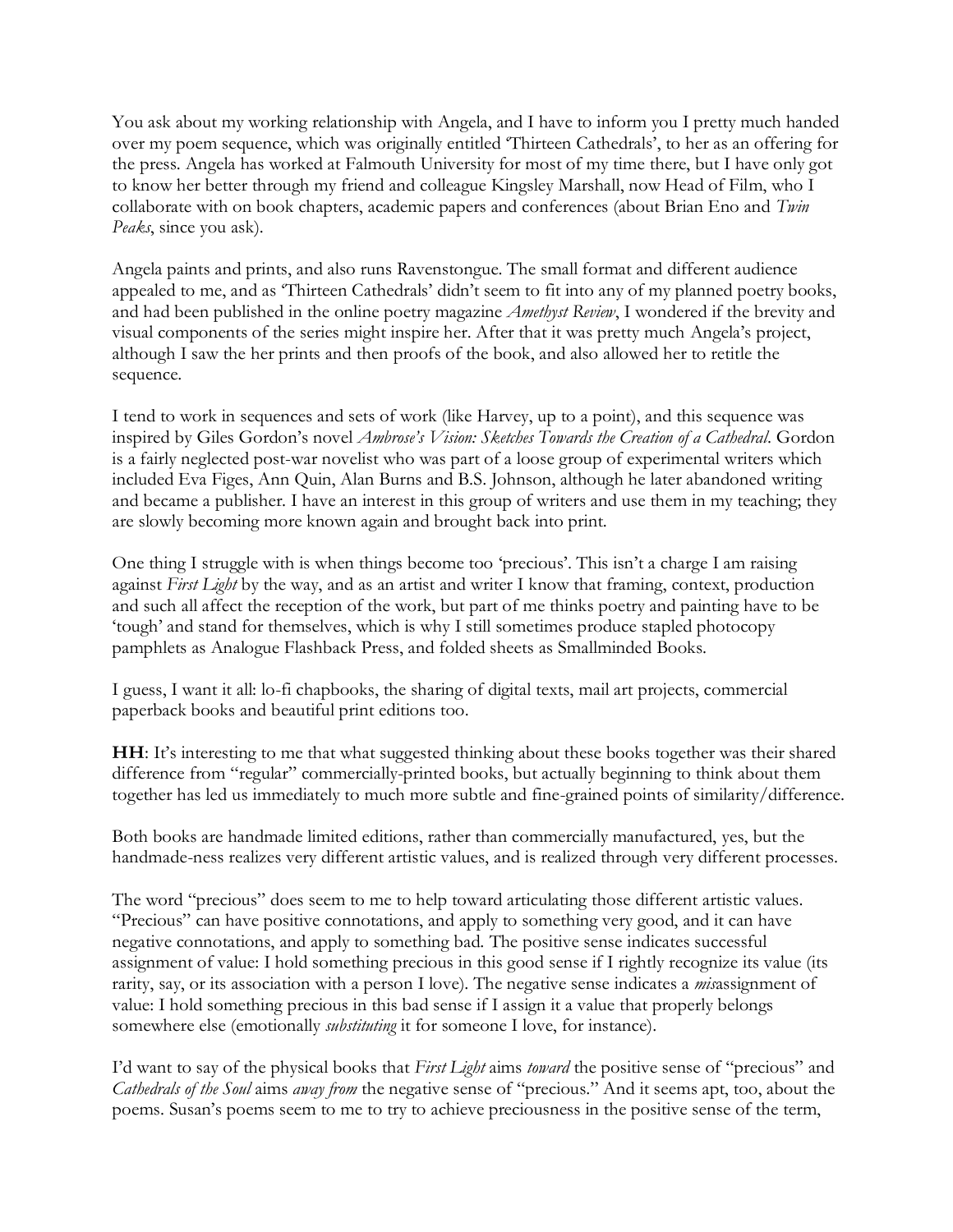You ask about my working relationship with Angela, and I have to inform you I pretty much handed over my poem sequence, which was originally entitled 'Thirteen Cathedrals', to her as an offering for the press. Angela has worked at Falmouth University for most of my time there, but I have only got to know her better through my friend and colleague Kingsley Marshall, now Head of Film, who I collaborate with on book chapters, academic papers and conferences (about Brian Eno and *Twin Peaks*, since you ask).

Angela paints and prints, and also runs Ravenstongue. The small format and different audience appealed to me, and as 'Thirteen Cathedrals' didn't seem to fit into any of my planned poetry books, and had been published in the online poetry magazine *Amethyst Review*, I wondered if the brevity and visual components of the series might inspire her. After that it was pretty much Angela's project, although I saw the her prints and then proofs of the book, and also allowed her to retitle the sequence.

I tend to work in sequences and sets of work (like Harvey, up to a point), and this sequence was inspired by Giles Gordon's novel *Ambrose's Vision: Sketches Towards the Creation of a Cathedral*. Gordon is a fairly neglected post-war novelist who was part of a loose group of experimental writers which included Eva Figes, Ann Quin, Alan Burns and B.S. Johnson, although he later abandoned writing and became a publisher. I have an interest in this group of writers and use them in my teaching; they are slowly becoming more known again and brought back into print.

One thing I struggle with is when things become too 'precious'. This isn't a charge I am raising against *First Light* by the way, and as an artist and writer I know that framing, context, production and such all affect the reception of the work, but part of me thinks poetry and painting have to be 'tough' and stand for themselves, which is why I still sometimes produce stapled photocopy pamphlets as Analogue Flashback Press, and folded sheets as Smallminded Books.

I guess, I want it all: lo-fi chapbooks, the sharing of digital texts, mail art projects, commercial paperback books and beautiful print editions too.

**HH**: It's interesting to me that what suggested thinking about these books together was their shared difference from "regular" commercially-printed books, but actually beginning to think about them together has led us immediately to much more subtle and fine-grained points of similarity/difference.

Both books are handmade limited editions, rather than commercially manufactured, yes, but the handmade-ness realizes very different artistic values, and is realized through very different processes.

The word "precious" does seem to me to help toward articulating those different artistic values. "Precious" can have positive connotations, and apply to something very good, and it can have negative connotations, and apply to something bad. The positive sense indicates successful assignment of value: I hold something precious in this good sense if I rightly recognize its value (its rarity, say, or its association with a person I love). The negative sense indicates a *mis*assignment of value: I hold something precious in this bad sense if I assign it a value that properly belongs somewhere else (emotionally *substituting* it for someone I love, for instance).

I'd want to say of the physical books that *First Light* aims *toward* the positive sense of "precious" and *Cathedrals of the Soul* aims *away from* the negative sense of "precious." And it seems apt, too, about the poems. Susan's poems seem to me to try to achieve preciousness in the positive sense of the term,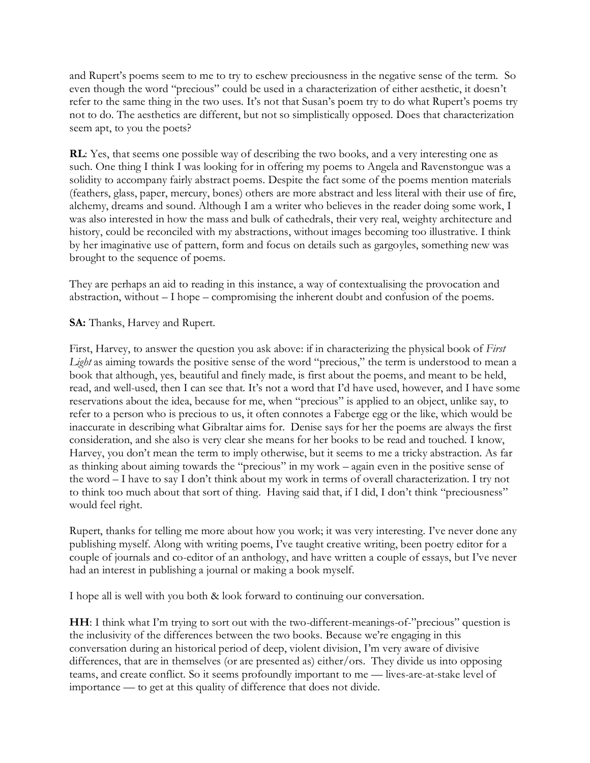and Rupert's poems seem to me to try to eschew preciousness in the negative sense of the term. So even though the word "precious" could be used in a characterization of either aesthetic, it doesn't refer to the same thing in the two uses. It's not that Susan's poem try to do what Rupert's poems try not to do. The aesthetics are different, but not so simplistically opposed. Does that characterization seem apt, to you the poets?

**RL**: Yes, that seems one possible way of describing the two books, and a very interesting one as such. One thing I think I was looking for in offering my poems to Angela and Ravenstongue was a solidity to accompany fairly abstract poems. Despite the fact some of the poems mention materials (feathers, glass, paper, mercury, bones) others are more abstract and less literal with their use of fire, alchemy, dreams and sound. Although I am a writer who believes in the reader doing some work, I was also interested in how the mass and bulk of cathedrals, their very real, weighty architecture and history, could be reconciled with my abstractions, without images becoming too illustrative. I think by her imaginative use of pattern, form and focus on details such as gargoyles, something new was brought to the sequence of poems.

They are perhaps an aid to reading in this instance, a way of contextualising the provocation and abstraction, without – I hope – compromising the inherent doubt and confusion of the poems.

**SA:** Thanks, Harvey and Rupert.

First, Harvey, to answer the question you ask above: if in characterizing the physical book of *First Light* as aiming towards the positive sense of the word "precious," the term is understood to mean a book that although, yes, beautiful and finely made, is first about the poems, and meant to be held, read, and well-used, then I can see that. It's not a word that I'd have used, however, and I have some reservations about the idea, because for me, when "precious" is applied to an object, unlike say, to refer to a person who is precious to us, it often connotes a Faberge egg or the like, which would be inaccurate in describing what Gibraltar aims for. Denise says for her the poems are always the first consideration, and she also is very clear she means for her books to be read and touched. I know, Harvey, you don't mean the term to imply otherwise, but it seems to me a tricky abstraction. As far as thinking about aiming towards the "precious" in my work – again even in the positive sense of the word – I have to say I don't think about my work in terms of overall characterization. I try not to think too much about that sort of thing. Having said that, if I did, I don't think "preciousness" would feel right.

Rupert, thanks for telling me more about how you work; it was very interesting. I've never done any publishing myself. Along with writing poems, I've taught creative writing, been poetry editor for a couple of journals and co-editor of an anthology, and have written a couple of essays, but I've never had an interest in publishing a journal or making a book myself.

I hope all is well with you both & look forward to continuing our conversation.

**HH**: I think what I'm trying to sort out with the two-different-meanings-of-"precious" question is the inclusivity of the differences between the two books. Because we're engaging in this conversation during an historical period of deep, violent division, I'm very aware of divisive differences, that are in themselves (or are presented as) either/ors. They divide us into opposing teams, and create conflict. So it seems profoundly important to me — lives-are-at-stake level of importance — to get at this quality of difference that does not divide.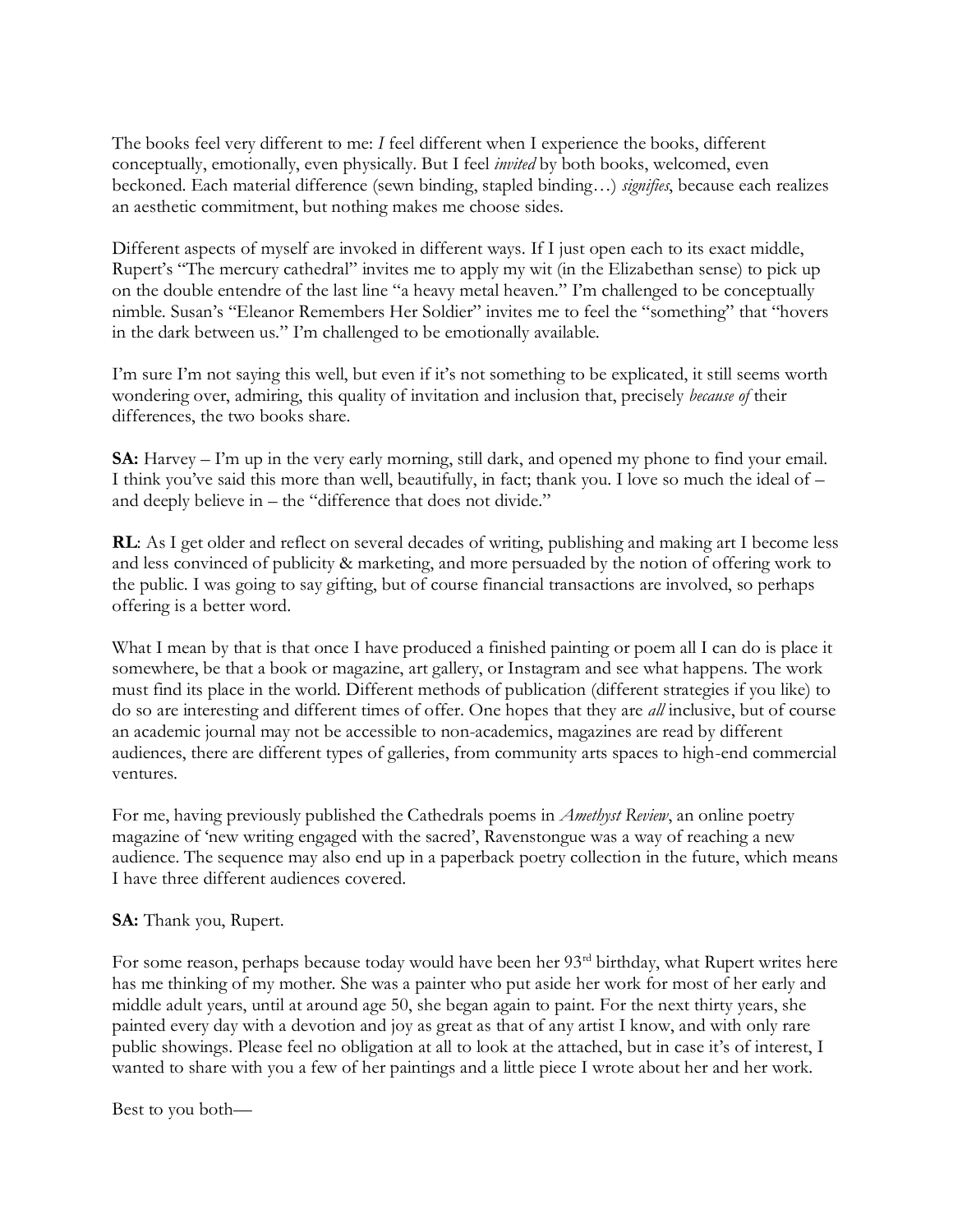The books feel very different to me: *I* feel different when I experience the books, different conceptually, emotionally, even physically. But I feel *invited* by both books, welcomed, even beckoned. Each material difference (sewn binding, stapled binding…) *signifies*, because each realizes an aesthetic commitment, but nothing makes me choose sides.

Different aspects of myself are invoked in different ways. If I just open each to its exact middle, Rupert's "The mercury cathedral" invites me to apply my wit (in the Elizabethan sense) to pick up on the double entendre of the last line "a heavy metal heaven." I'm challenged to be conceptually nimble. Susan's "Eleanor Remembers Her Soldier" invites me to feel the "something" that "hovers in the dark between us." I'm challenged to be emotionally available.

I'm sure I'm not saying this well, but even if it's not something to be explicated, it still seems worth wondering over, admiring, this quality of invitation and inclusion that, precisely *because of* their differences, the two books share.

**SA:** Harvey – I'm up in the very early morning, still dark, and opened my phone to find your email. I think you've said this more than well, beautifully, in fact; thank you. I love so much the ideal of – and deeply believe in – the "difference that does not divide."

**RL**: As I get older and reflect on several decades of writing, publishing and making art I become less and less convinced of publicity & marketing, and more persuaded by the notion of offering work to the public. I was going to say gifting, but of course financial transactions are involved, so perhaps offering is a better word.

What I mean by that is that once I have produced a finished painting or poem all I can do is place it somewhere, be that a book or magazine, art gallery, or Instagram and see what happens. The work must find its place in the world. Different methods of publication (different strategies if you like) to do so are interesting and different times of offer. One hopes that they are *all* inclusive, but of course an academic journal may not be accessible to non-academics, magazines are read by different audiences, there are different types of galleries, from community arts spaces to high-end commercial ventures.

For me, having previously published the Cathedrals poems in *Amethyst Review*, an online poetry magazine of 'new writing engaged with the sacred', Ravenstongue was a way of reaching a new audience. The sequence may also end up in a paperback poetry collection in the future, which means I have three different audiences covered.

**SA:** Thank you, Rupert.

For some reason, perhaps because today would have been her 93rd birthday, what Rupert writes here has me thinking of my mother. She was a painter who put aside her work for most of her early and middle adult years, until at around age 50, she began again to paint. For the next thirty years, she painted every day with a devotion and joy as great as that of any artist I know, and with only rare public showings. Please feel no obligation at all to look at the attached, but in case it's of interest, I wanted to share with you a few of her paintings and a little piece I wrote about her and her work.

Best to you both—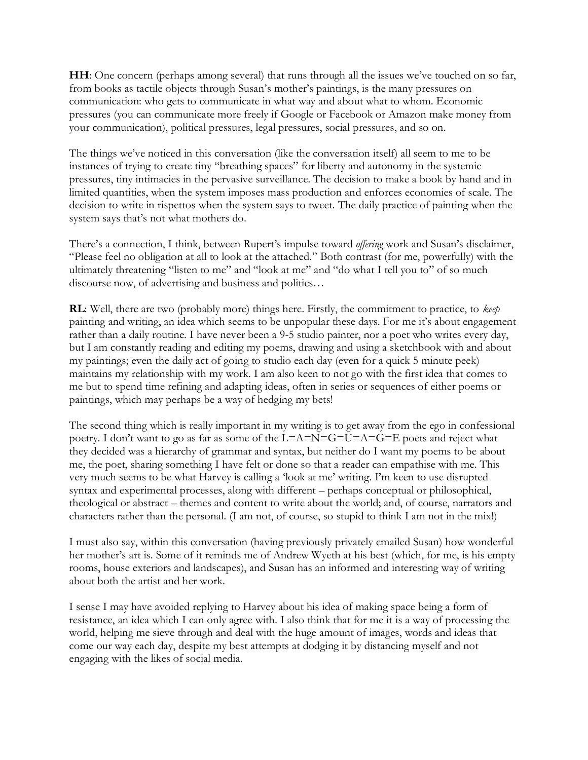**HH**: One concern (perhaps among several) that runs through all the issues we've touched on so far, from books as tactile objects through Susan's mother's paintings, is the many pressures on communication: who gets to communicate in what way and about what to whom. Economic pressures (you can communicate more freely if Google or Facebook or Amazon make money from your communication), political pressures, legal pressures, social pressures, and so on.

The things we've noticed in this conversation (like the conversation itself) all seem to me to be instances of trying to create tiny "breathing spaces" for liberty and autonomy in the systemic pressures, tiny intimacies in the pervasive surveillance. The decision to make a book by hand and in limited quantities, when the system imposes mass production and enforces economies of scale. The decision to write in rispettos when the system says to tweet. The daily practice of painting when the system says that's not what mothers do.

There's a connection, I think, between Rupert's impulse toward *offering* work and Susan's disclaimer, "Please feel no obligation at all to look at the attached." Both contrast (for me, powerfully) with the ultimately threatening "listen to me" and "look at me" and "do what I tell you to" of so much discourse now, of advertising and business and politics…

**RL**: Well, there are two (probably more) things here. Firstly, the commitment to practice, to *keep* painting and writing, an idea which seems to be unpopular these days. For me it's about engagement rather than a daily routine. I have never been a 9-5 studio painter, nor a poet who writes every day, but I am constantly reading and editing my poems, drawing and using a sketchbook with and about my paintings; even the daily act of going to studio each day (even for a quick 5 minute peek) maintains my relationship with my work. I am also keen to not go with the first idea that comes to me but to spend time refining and adapting ideas, often in series or sequences of either poems or paintings, which may perhaps be a way of hedging my bets!

The second thing which is really important in my writing is to get away from the ego in confessional poetry. I don't want to go as far as some of the L=A=N=G=U=A=G=E poets and reject what they decided was a hierarchy of grammar and syntax, but neither do I want my poems to be about me, the poet, sharing something I have felt or done so that a reader can empathise with me. This very much seems to be what Harvey is calling a 'look at me' writing. I'm keen to use disrupted syntax and experimental processes, along with different – perhaps conceptual or philosophical, theological or abstract – themes and content to write about the world; and, of course, narrators and characters rather than the personal. (I am not, of course, so stupid to think I am not in the mix!)

I must also say, within this conversation (having previously privately emailed Susan) how wonderful her mother's art is. Some of it reminds me of Andrew Wyeth at his best (which, for me, is his empty rooms, house exteriors and landscapes), and Susan has an informed and interesting way of writing about both the artist and her work.

I sense I may have avoided replying to Harvey about his idea of making space being a form of resistance, an idea which I can only agree with. I also think that for me it is a way of processing the world, helping me sieve through and deal with the huge amount of images, words and ideas that come our way each day, despite my best attempts at dodging it by distancing myself and not engaging with the likes of social media.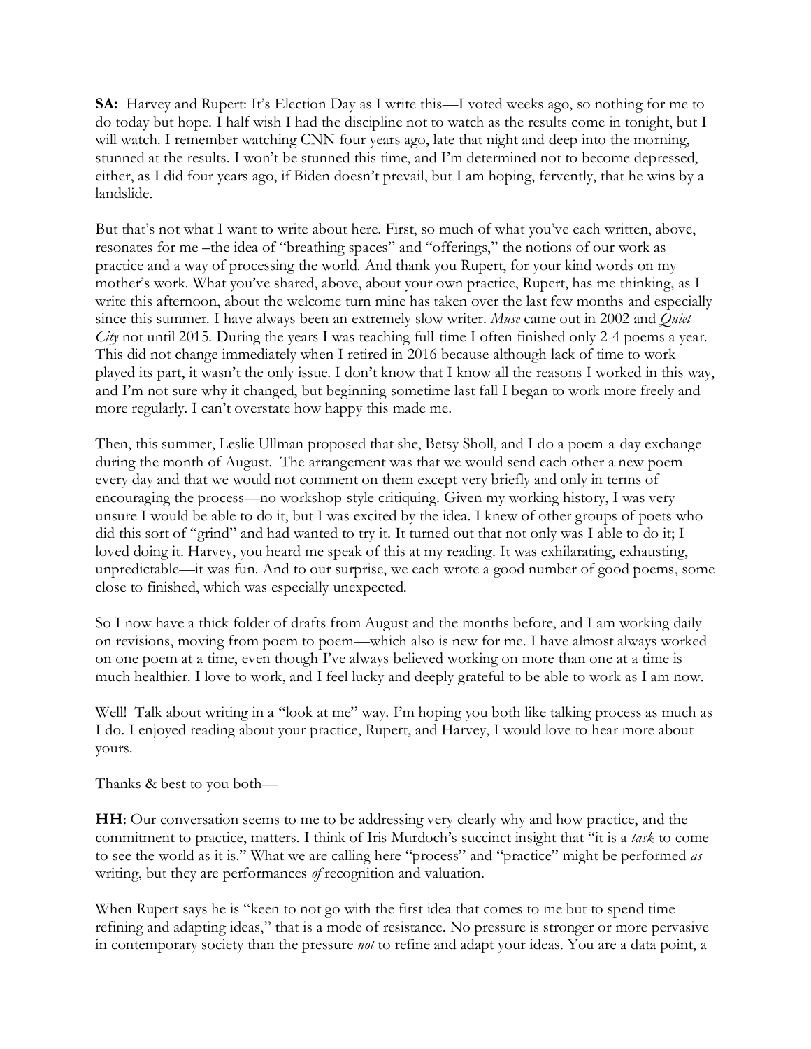**SA:** Harvey and Rupert: It's Election Day as I write this—I voted weeks ago, so nothing for me to do today but hope. I half wish I had the discipline not to watch as the results come in tonight, but I will watch. I remember watching CNN four years ago, late that night and deep into the morning, stunned at the results. I won't be stunned this time, and I'm determined not to become depressed, either, as I did four years ago, if Biden doesn't prevail, but I am hoping, fervently, that he wins by a landslide.

But that's not what I want to write about here. First, so much of what you've each written, above, resonates for me –the idea of "breathing spaces" and "offerings," the notions of our work as practice and a way of processing the world. And thank you Rupert, for your kind words on my mother's work. What you've shared, above, about your own practice, Rupert, has me thinking, as I write this afternoon, about the welcome turn mine has taken over the last few months and especially since this summer. I have always been an extremely slow writer. *Muse* came out in 2002 and *Quiet City* not until 2015. During the years I was teaching full-time I often finished only 2-4 poems a year. This did not change immediately when I retired in 2016 because although lack of time to work played its part, it wasn't the only issue. I don't know that I know all the reasons I worked in this way, and I'm not sure why it changed, but beginning sometime last fall I began to work more freely and more regularly. I can't overstate how happy this made me.

Then, this summer, Leslie Ullman proposed that she, Betsy Sholl, and I do a poem-a-day exchange during the month of August. The arrangement was that we would send each other a new poem every day and that we would not comment on them except very briefly and only in terms of encouraging the process—no workshop-style critiquing. Given my working history, I was very unsure I would be able to do it, but I was excited by the idea. I knew of other groups of poets who did this sort of "grind" and had wanted to try it. It turned out that not only was I able to do it; I loved doing it. Harvey, you heard me speak of this at my reading. It was exhilarating, exhausting, unpredictable—it was fun. And to our surprise, we each wrote a good number of good poems, some close to finished, which was especially unexpected.

So I now have a thick folder of drafts from August and the months before, and I am working daily on revisions, moving from poem to poem—which also is new for me. I have almost always worked on one poem at a time, even though I've always believed working on more than one at a time is much healthier. I love to work, and I feel lucky and deeply grateful to be able to work as I am now.

Well! Talk about writing in a "look at me" way. I'm hoping you both like talking process as much as I do. I enjoyed reading about your practice, Rupert, and Harvey, I would love to hear more about yours.

Thanks & best to you both—

**HH**: Our conversation seems to me to be addressing very clearly why and how practice, and the commitment to practice, matters. I think of Iris Murdoch's succinct insight that "it is a *task* to come to see the world as it is." What we are calling here "process" and "practice" might be performed *as* writing, but they are performances *of* recognition and valuation.

When Rupert says he is "keen to not go with the first idea that comes to me but to spend time refining and adapting ideas," that is a mode of resistance. No pressure is stronger or more pervasive in contemporary society than the pressure *not* to refine and adapt your ideas. You are a data point, a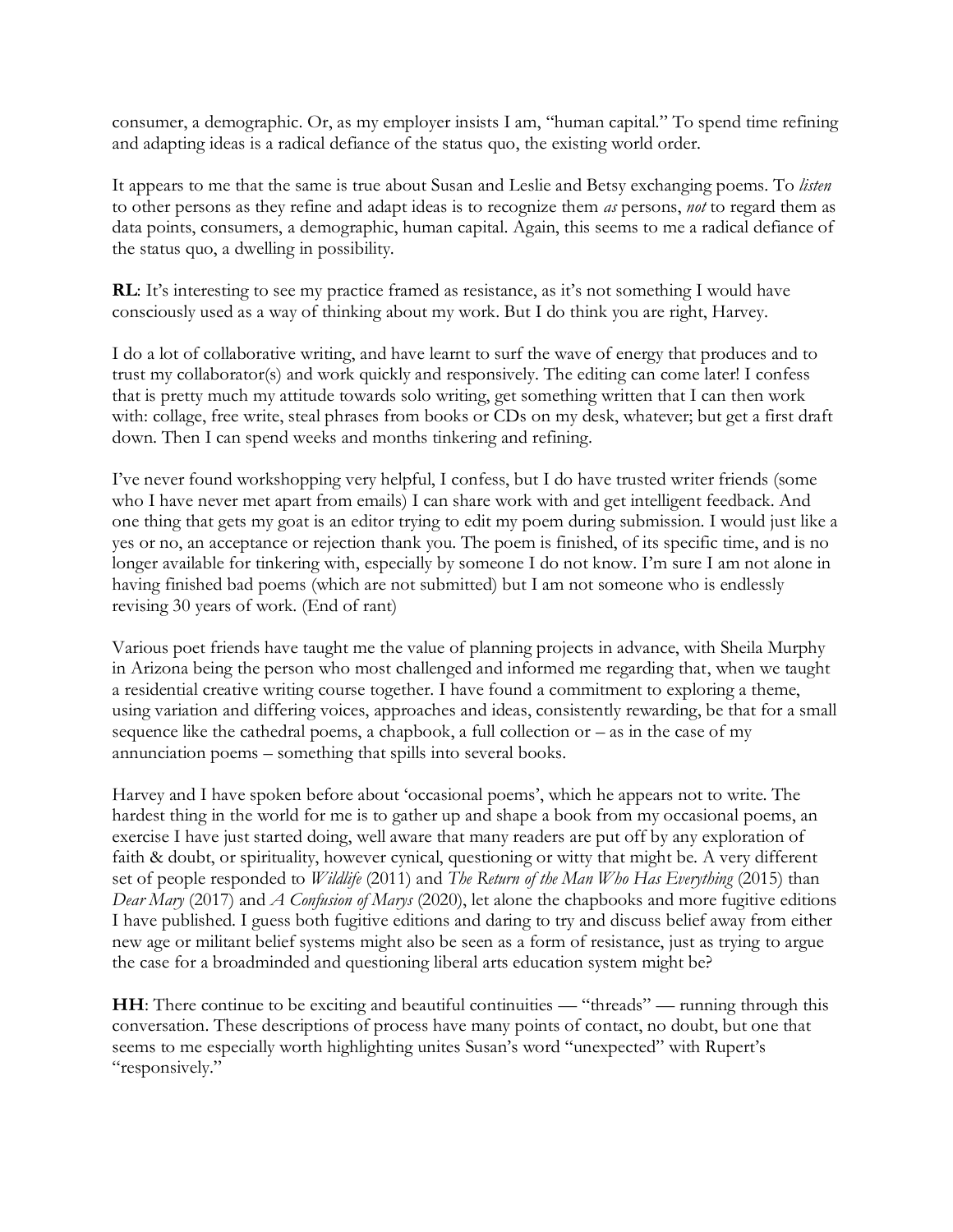consumer, a demographic. Or, as my employer insists I am, "human capital." To spend time refining and adapting ideas is a radical defiance of the status quo, the existing world order.

It appears to me that the same is true about Susan and Leslie and Betsy exchanging poems. To *listen* to other persons as they refine and adapt ideas is to recognize them *as* persons, *not* to regard them as data points, consumers, a demographic, human capital. Again, this seems to me a radical defiance of the status quo, a dwelling in possibility.

**RL**: It's interesting to see my practice framed as resistance, as it's not something I would have consciously used as a way of thinking about my work. But I do think you are right, Harvey.

I do a lot of collaborative writing, and have learnt to surf the wave of energy that produces and to trust my collaborator(s) and work quickly and responsively. The editing can come later! I confess that is pretty much my attitude towards solo writing, get something written that I can then work with: collage, free write, steal phrases from books or CDs on my desk, whatever; but get a first draft down. Then I can spend weeks and months tinkering and refining.

I've never found workshopping very helpful, I confess, but I do have trusted writer friends (some who I have never met apart from emails) I can share work with and get intelligent feedback. And one thing that gets my goat is an editor trying to edit my poem during submission. I would just like a yes or no, an acceptance or rejection thank you. The poem is finished, of its specific time, and is no longer available for tinkering with, especially by someone I do not know. I'm sure I am not alone in having finished bad poems (which are not submitted) but I am not someone who is endlessly revising 30 years of work. (End of rant)

Various poet friends have taught me the value of planning projects in advance, with Sheila Murphy in Arizona being the person who most challenged and informed me regarding that, when we taught a residential creative writing course together. I have found a commitment to exploring a theme, using variation and differing voices, approaches and ideas, consistently rewarding, be that for a small sequence like the cathedral poems, a chapbook, a full collection or – as in the case of my annunciation poems – something that spills into several books.

Harvey and I have spoken before about 'occasional poems', which he appears not to write. The hardest thing in the world for me is to gather up and shape a book from my occasional poems, an exercise I have just started doing, well aware that many readers are put off by any exploration of faith & doubt, or spirituality, however cynical, questioning or witty that might be. A very different set of people responded to *Wildlife* (2011) and *The Return of the Man Who Has Everything* (2015) than *Dear Mary* (2017) and *A Confusion of Marys* (2020), let alone the chapbooks and more fugitive editions I have published. I guess both fugitive editions and daring to try and discuss belief away from either new age or militant belief systems might also be seen as a form of resistance, just as trying to argue the case for a broadminded and questioning liberal arts education system might be?

**HH**: There continue to be exciting and beautiful continuities — "threads" — running through this conversation. These descriptions of process have many points of contact, no doubt, but one that seems to me especially worth highlighting unites Susan's word "unexpected" with Rupert's "responsively."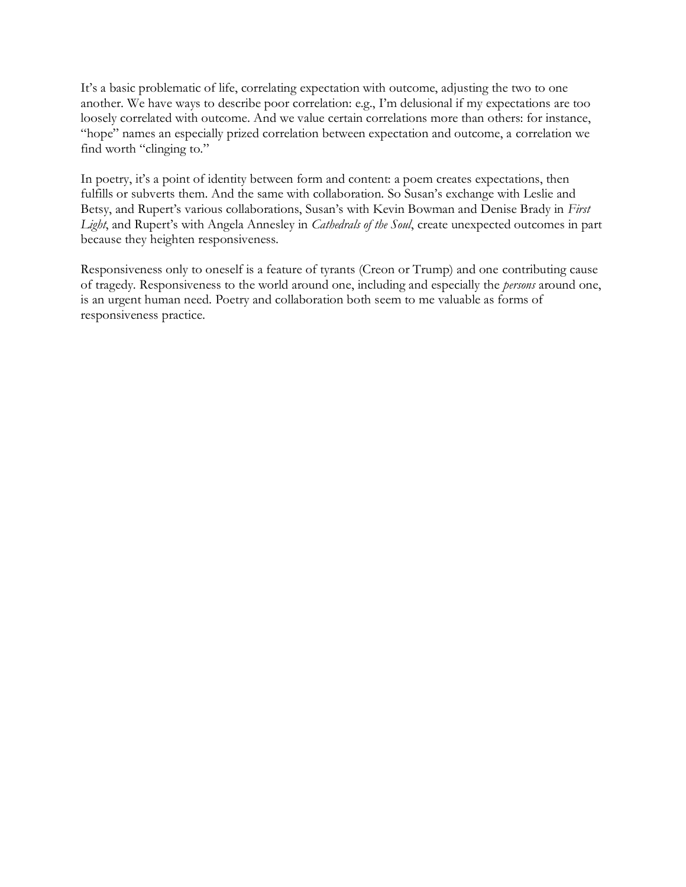It's a basic problematic of life, correlating expectation with outcome, adjusting the two to one another. We have ways to describe poor correlation: e.g., I'm delusional if my expectations are too loosely correlated with outcome. And we value certain correlations more than others: for instance, "hope" names an especially prized correlation between expectation and outcome, a correlation we find worth "clinging to."

In poetry, it's a point of identity between form and content: a poem creates expectations, then fulfills or subverts them. And the same with collaboration. So Susan's exchange with Leslie and Betsy, and Rupert's various collaborations, Susan's with Kevin Bowman and Denise Brady in *First Light*, and Rupert's with Angela Annesley in *Cathedrals of the Soul*, create unexpected outcomes in part because they heighten responsiveness.

Responsiveness only to oneself is a feature of tyrants (Creon or Trump) and one contributing cause of tragedy. Responsiveness to the world around one, including and especially the *persons* around one, is an urgent human need. Poetry and collaboration both seem to me valuable as forms of responsiveness practice.